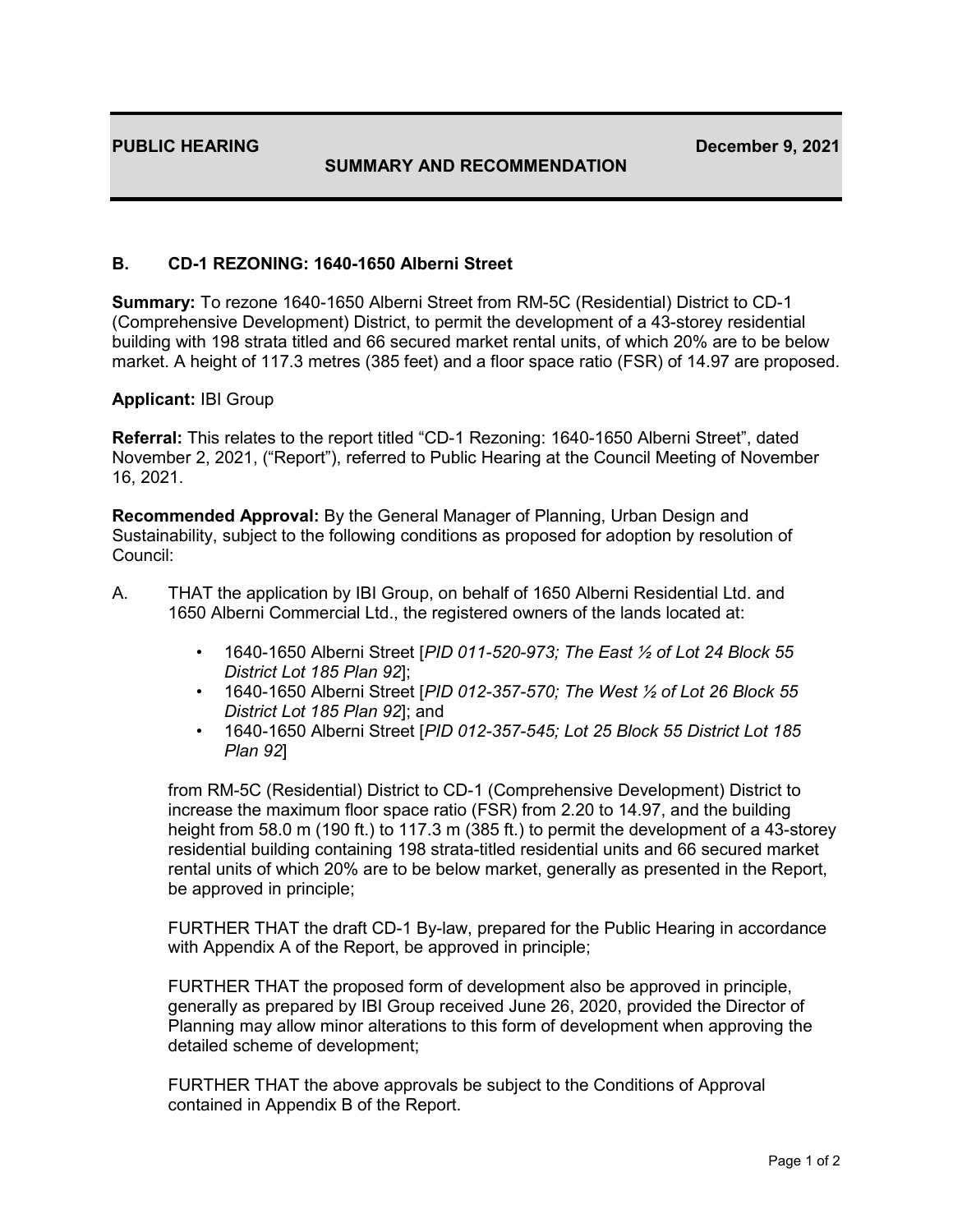**PUBLIC HEARING** **December 9, 2021**

**SUMMARY AND RECOMMENDATION**

### B. CD-1 REZONING: 1640-1650 Alberni Street

**Summary:** To rezone 1640-1650 Alberni Street from RM-5C (Residential) District to CD-1 (Comprehensive Development) District, to permit the development of a 43-storey residential building with 198 strata titled and 66 secured market rental units, of which 20% are to be below market. A height of 117.3 metres (385 feet) and a floor space ratio (FSR) of 14.97 are proposed.

**Applicant:** IBI Group

**Referral:** This relates to the report titled "CD-1 Rezoning: 1640-1650 Alberni Street", dated November 2, 2021, ("Report"), referred to Public Hearing at the Council Meeting of November 16, 2021.

**Recommended Approval:** By the General Manager of Planning, Urban Design and Sustainability, subject to the following conditions as proposed for adoption by resolution of Council:

A. THAT the application by IBI Group, on behalf of 1650 Alberni Residential Ltd. and 1650 Alberni Commercial Ltd., the registered owners of the lands located at:

- 1640-1650 Alberni Street [*PID 011-520-973; The East ½ of Lot 24 Block 55 District Lot 185 Plan 92*];
- 1640-1650 Alberni Street [*PID 012-357-570; The West ½ of Lot 26 Block 55 District Lot 185 Plan 92*]; and
- 1640-1650 Alberni Street [*PID 012-357-545; Lot 25 Block 55 District Lot 185 Plan 92*]

from RM-5C (Residential) District to CD-1 (Comprehensive Development) District to increase the maximum floor space ratio (FSR) from 2.20 to 14.97, and the building height from 58.0 m (190 ft.) to 117.3 m (385 ft.) to permit the development of a 43-storey residential building containing 198 strata-titled residential units and 66 secured market rental units of which 20% are to be below market, generally as presented in the Report, be approved in principle;

FURTHER THAT the draft CD-1 By-law, prepared for the Public Hearing in accordance with Appendix A of the Report, be approved in principle;

FURTHER THAT the proposed form of development also be approved in principle, generally as prepared by IBI Group received June 26, 2020, provided the Director of Planning may allow minor alterations to this form of development when approving the detailed scheme of development;

FURTHER THAT the above approvals be subject to the Conditions of Approval contained in Appendix B of the Report.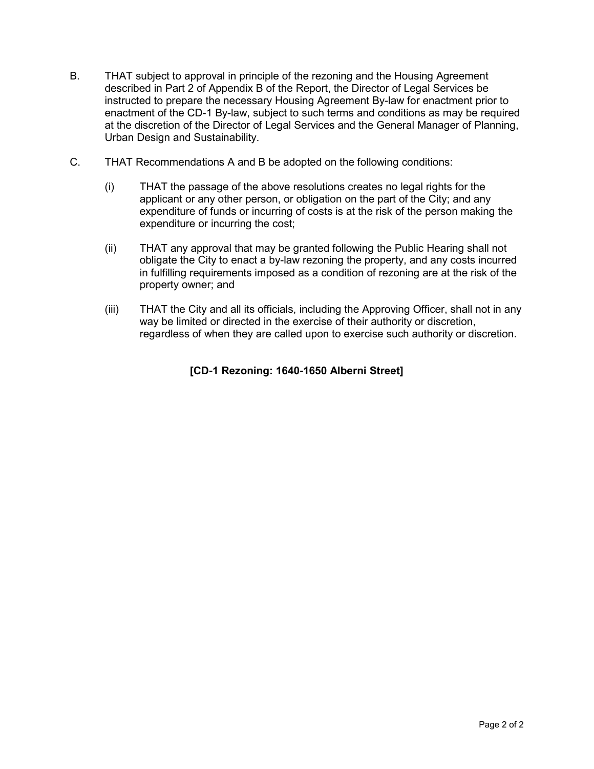B. THAT subject to approval in principle of the rezoning and the Housing Agreement described in Part 2 of Appendix B of the Report, the Director of Legal Services be instructed to prepare the necessary Housing Agreement By-law for enactment prior to enactment of the CD-1 By-law, subject to such terms and conditions as may be required at the discretion of the Director of Legal Services and the General Manager of Planning, Urban Design and Sustainability.

C. THAT Recommendations A and B be adopted on the following conditions:

(i) THAT the passage of the above resolutions creates no legal rights for the applicant or any other person, or obligation on the part of the City; and any expenditure of funds or incurring of costs is at the risk of the person making the expenditure or incurring the cost;

(ii) THAT any approval that may be granted following the Public Hearing shall not obligate the City to enact a by-law rezoning the property, and any costs incurred in fulfilling requirements imposed as a condition of rezoning are at the risk of the property owner; and

(iii) THAT the City and all its officials, including the Approving Officer, shall not in any way be limited or directed in the exercise of their authority or discretion, regardless of when they are called upon to exercise such authority or discretion.

**[CD-1 Rezoning: 1640-1650 Alberni Street]**